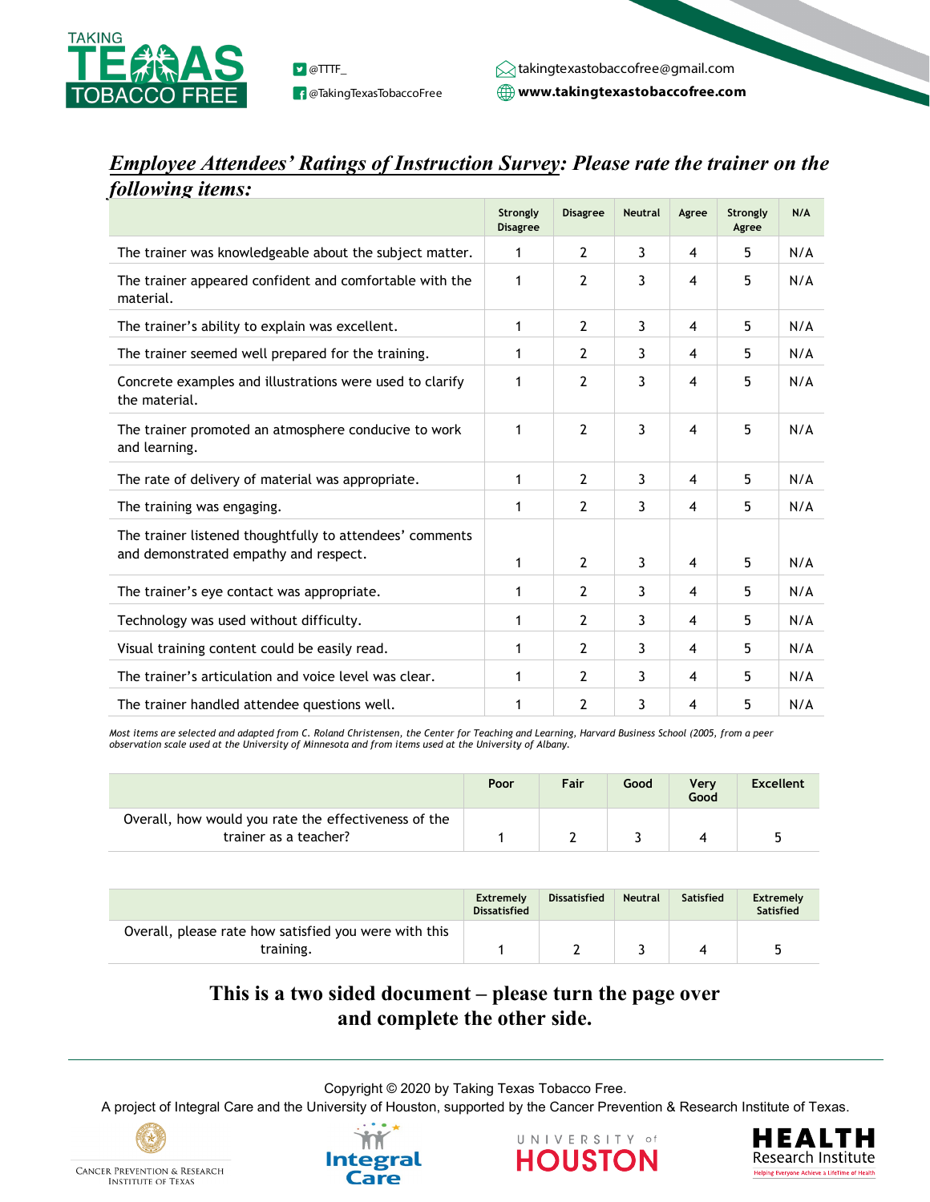TAKING TEXAS TOBACCO FREE

@TTTF_
@TakingTexasTobaccoFree

takingtexastobaccofree@gmail.com
**www.takingtexastobaccofree.com**

***Employee Attendees' Ratings of Instruction Survey*: Please rate the trainer on the following items:**

| | Strongly Disagree | Disagree | Neutral | Agree | Strongly Agree | N/A |
|---|---|---|---|---|---|---|
| The trainer was knowledgeable about the subject matter. | 1 | 2 | 3 | 4 | 5 | N/A |
| The trainer appeared confident and comfortable with the material. | 1 | 2 | 3 | 4 | 5 | N/A |
| The trainer's ability to explain was excellent. | 1 | 2 | 3 | 4 | 5 | N/A |
| The trainer seemed well prepared for the training. | 1 | 2 | 3 | 4 | 5 | N/A |
| Concrete examples and illustrations were used to clarify the material. | 1 | 2 | 3 | 4 | 5 | N/A |
| The trainer promoted an atmosphere conducive to work and learning. | 1 | 2 | 3 | 4 | 5 | N/A |
| The rate of delivery of material was appropriate. | 1 | 2 | 3 | 4 | 5 | N/A |
| The training was engaging. | 1 | 2 | 3 | 4 | 5 | N/A |
| The trainer listened thoughtfully to attendees' comments and demonstrated empathy and respect. | 1 | 2 | 3 | 4 | 5 | N/A |
| The trainer's eye contact was appropriate. | 1 | 2 | 3 | 4 | 5 | N/A |
| Technology was used without difficulty. | 1 | 2 | 3 | 4 | 5 | N/A |
| Visual training content could be easily read. | 1 | 2 | 3 | 4 | 5 | N/A |
| The trainer's articulation and voice level was clear. | 1 | 2 | 3 | 4 | 5 | N/A |
| The trainer handled attendee questions well. | 1 | 2 | 3 | 4 | 5 | N/A |

*Most items are selected and adapted from C. Roland Christensen, the Center for Teaching and Learning, Harvard Business School (2005, from a peer observation scale used at the University of Minnesota and from items used at the University of Albany.*

| | Poor | Fair | Good | Very Good | Excellent |
|---|---|---|---|---|---|
| Overall, how would you rate the effectiveness of the trainer as a teacher? | 1 | 2 | 3 | 4 | 5 |

| | Extremely Dissatisfied | Dissatisfied | Neutral | Satisfied | Extremely Satisfied |
|---|---|---|---|---|---|
| Overall, please rate how satisfied you were with this training. | 1 | 2 | 3 | 4 | 5 |

**This is a two sided document – please turn the page over and complete the other side.**

Copyright © 2020 by Taking Texas Tobacco Free.
A project of Integral Care and the University of Houston, supported by the Cancer Prevention & Research Institute of Texas.

Cancer Prevention & Research Institute of Texas | Integral Care | University of Houston | Health Research Institute – Helping Everyone Achieve a LifeTime of Health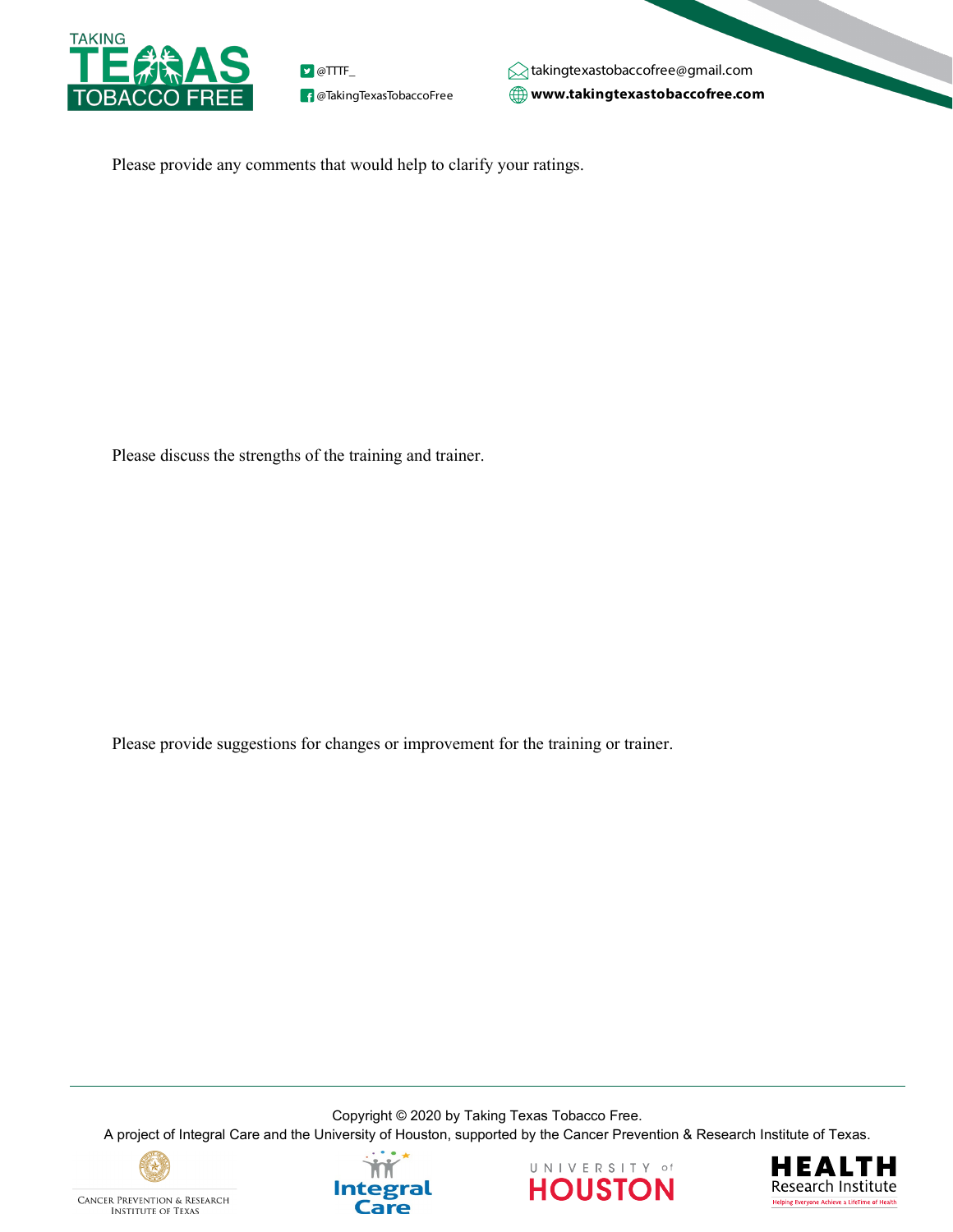Please provide any comments that would help to clarify your ratings.

Please discuss the strengths of the training and trainer.

Please provide suggestions for changes or improvement for the training or trainer.